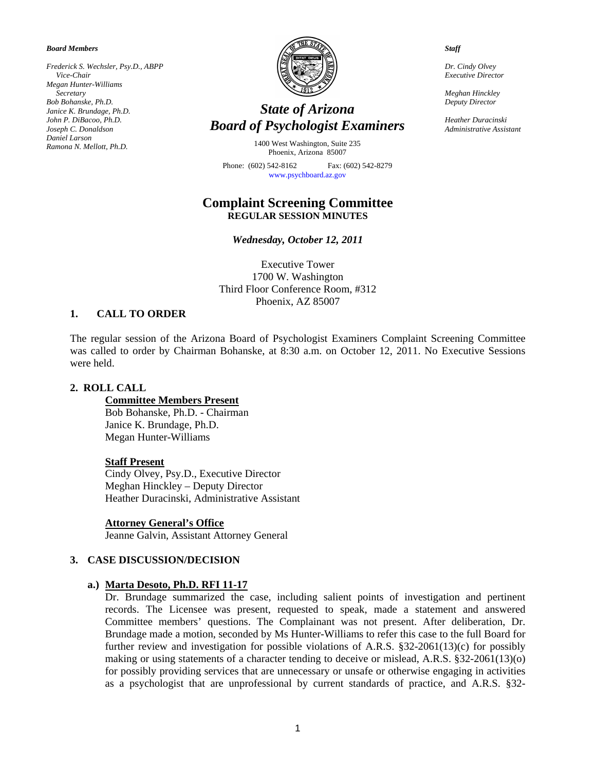*Board Members*

*Frederick S. Wechsler, Psy.D., ABPP*
*Vice-Chair*
*Megan Hunter-Williams*
*Secretary*
*Bob Bohanske, Ph.D.*
*Janice K. Brundage, Ph.D.*
*John P. DiBacoo, Ph.D.*
*Joseph C. Donaldson*
*Daniel Larson*
*Ramona N. Mellott, Ph.D.*

# *State of Arizona*
# *Board of Psychologist Examiners*

1400 West Washington, Suite 235
Phoenix, Arizona 85007

Phone: (602) 542-8162 Fax: (602) 542-8279
www.psychboard.az.gov

*Staff*

*Dr. Cindy Olvey*
*Executive Director*

*Meghan Hinckley*
*Deputy Director*

*Heather Duracinski*
*Administrative Assistant*

## Complaint Screening Committee
**REGULAR SESSION MINUTES**

***Wednesday, October 12, 2011***

Executive Tower
1700 W. Washington
Third Floor Conference Room, #312
Phoenix, AZ 85007

### 1. CALL TO ORDER

The regular session of the Arizona Board of Psychologist Examiners Complaint Screening Committee was called to order by Chairman Bohanske, at 8:30 a.m. on October 12, 2011. No Executive Sessions were held.

### 2. ROLL CALL

**Committee Members Present**
Bob Bohanske, Ph.D. - Chairman
Janice K. Brundage, Ph.D.
Megan Hunter-Williams

**Staff Present**
Cindy Olvey, Psy.D., Executive Director
Meghan Hinckley – Deputy Director
Heather Duracinski, Administrative Assistant

**Attorney General's Office**
Jeanne Galvin, Assistant Attorney General

### 3. CASE DISCUSSION/DECISION

**a.) Marta Desoto, Ph.D. RFI 11-17**

Dr. Brundage summarized the case, including salient points of investigation and pertinent records. The Licensee was present, requested to speak, made a statement and answered Committee members' questions. The Complainant was not present. After deliberation, Dr. Brundage made a motion, seconded by Ms Hunter-Williams to refer this case to the full Board for further review and investigation for possible violations of A.R.S. §32-2061(13)(c) for possibly making or using statements of a character tending to deceive or mislead, A.R.S. §32-2061(13)(o) for possibly providing services that are unnecessary or unsafe or otherwise engaging in activities as a psychologist that are unprofessional by current standards of practice, and A.R.S. §32-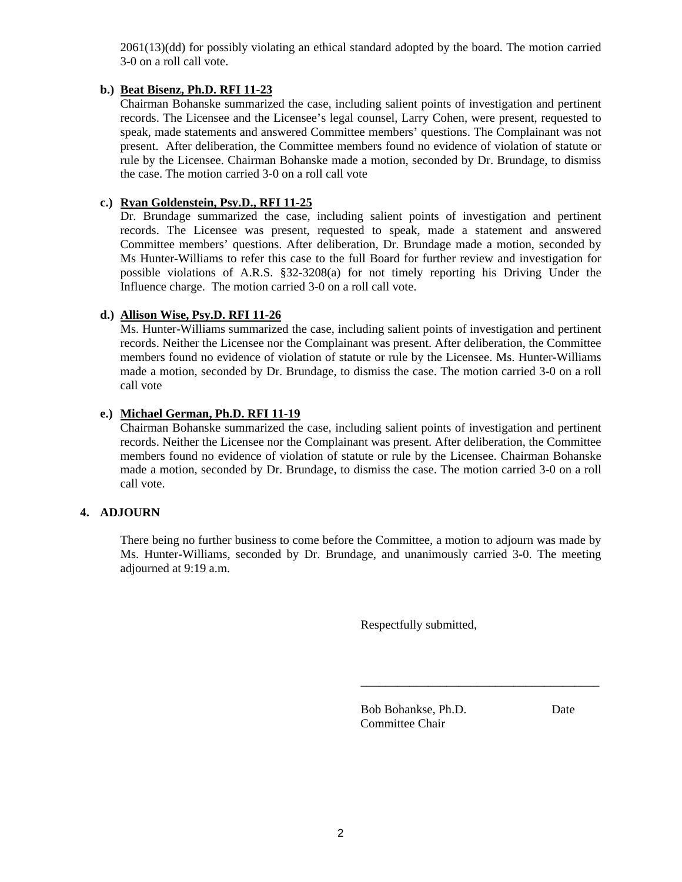2061(13)(dd) for possibly violating an ethical standard adopted by the board. The motion carried 3-0 on a roll call vote.

**b.)** **Beat Bisenz, Ph.D. RFI 11-23**
Chairman Bohanske summarized the case, including salient points of investigation and pertinent records. The Licensee and the Licensee's legal counsel, Larry Cohen, were present, requested to speak, made statements and answered Committee members' questions. The Complainant was not present. After deliberation, the Committee members found no evidence of violation of statute or rule by the Licensee. Chairman Bohanske made a motion, seconded by Dr. Brundage, to dismiss the case. The motion carried 3-0 on a roll call vote

**c.)** **Ryan Goldenstein, Psy.D., RFI 11-25**
Dr. Brundage summarized the case, including salient points of investigation and pertinent records. The Licensee was present, requested to speak, made a statement and answered Committee members' questions. After deliberation, Dr. Brundage made a motion, seconded by Ms Hunter-Williams to refer this case to the full Board for further review and investigation for possible violations of A.R.S. §32-3208(a) for not timely reporting his Driving Under the Influence charge. The motion carried 3-0 on a roll call vote.

**d.)** **Allison Wise, Psy.D. RFI 11-26**
Ms. Hunter-Williams summarized the case, including salient points of investigation and pertinent records. Neither the Licensee nor the Complainant was present. After deliberation, the Committee members found no evidence of violation of statute or rule by the Licensee. Ms. Hunter-Williams made a motion, seconded by Dr. Brundage, to dismiss the case. The motion carried 3-0 on a roll call vote

**e.)** **Michael German, Ph.D. RFI 11-19**
Chairman Bohanske summarized the case, including salient points of investigation and pertinent records. Neither the Licensee nor the Complainant was present. After deliberation, the Committee members found no evidence of violation of statute or rule by the Licensee. Chairman Bohanske made a motion, seconded by Dr. Brundage, to dismiss the case. The motion carried 3-0 on a roll call vote.

**4. ADJOURN**

There being no further business to come before the Committee, a motion to adjourn was made by Ms. Hunter-Williams, seconded by Dr. Brundage, and unanimously carried 3-0. The meeting adjourned at 9:19 a.m.

Respectfully submitted,

\_\_\_\_\_\_\_\_\_\_\_\_\_\_\_\_\_\_\_\_\_\_\_\_\_\_\_\_\_\_\_\_\_\_\_\_\_\_\_\_

Bob Bohankse, Ph.D. Date
Committee Chair